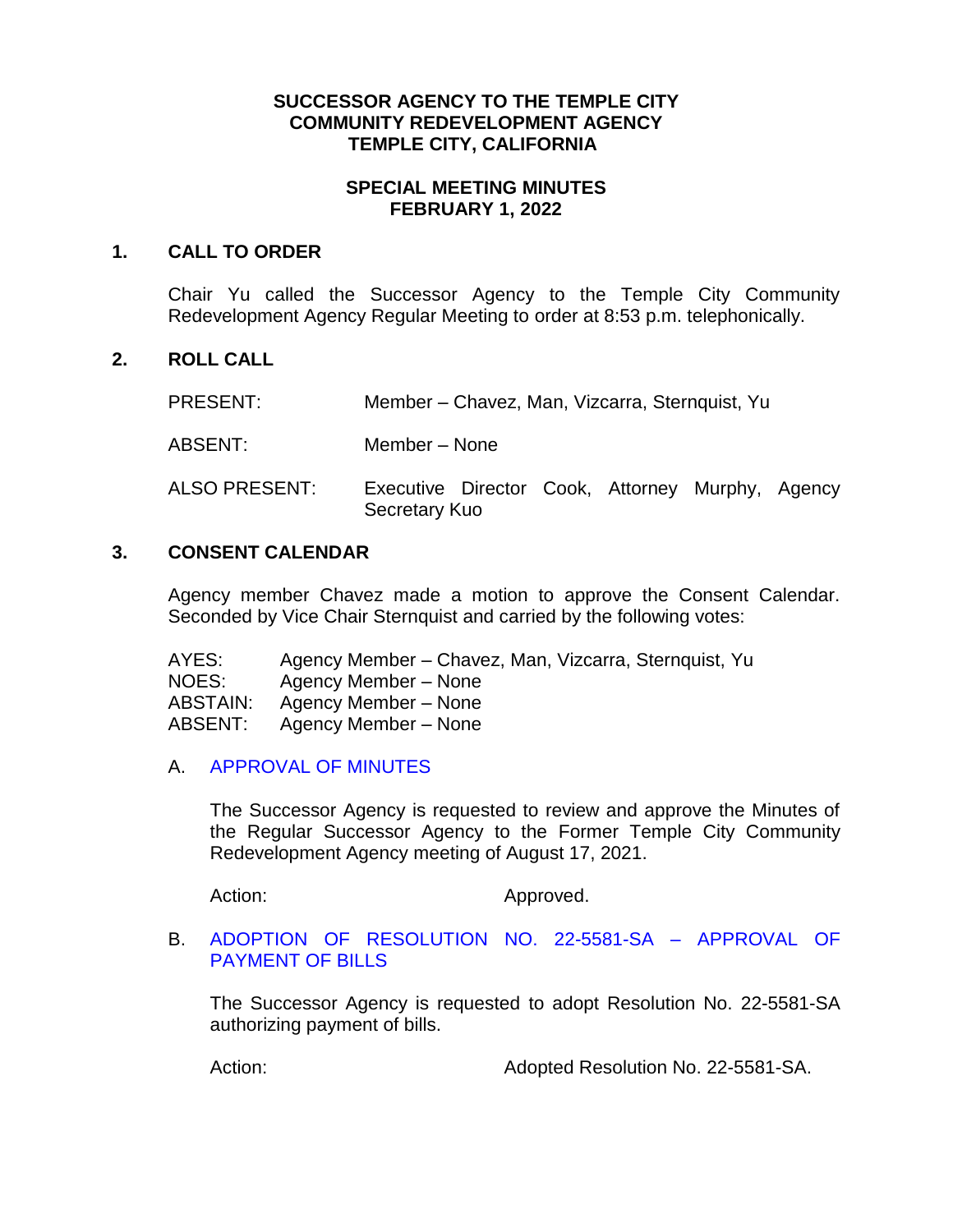**SUCCESSOR AGENCY TO THE TEMPLE CITY COMMUNITY REDEVELOPMENT AGENCY TEMPLE CITY, CALIFORNIA**

**SPECIAL MEETING MINUTES FEBRUARY 1, 2022**

## 1. CALL TO ORDER

Chair Yu called the Successor Agency to the Temple City Community Redevelopment Agency Regular Meeting to order at 8:53 p.m. telephonically.

## 2. ROLL CALL

| | |
|---|---|
| PRESENT: | Member – Chavez, Man, Vizcarra, Sternquist, Yu |
| ABSENT: | Member – None |
| ALSO PRESENT: | Executive Director Cook, Attorney Murphy, Agency Secretary Kuo |

## 3. CONSENT CALENDAR

Agency member Chavez made a motion to approve the Consent Calendar. Seconded by Vice Chair Sternquist and carried by the following votes:

| | |
|---|---|
| AYES: | Agency Member – Chavez, Man, Vizcarra, Sternquist, Yu |
| NOES: | Agency Member – None |
| ABSTAIN: | Agency Member – None |
| ABSENT: | Agency Member – None |

A. APPROVAL OF MINUTES

The Successor Agency is requested to review and approve the Minutes of the Regular Successor Agency to the Former Temple City Community Redevelopment Agency meeting of August 17, 2021.

Action: Approved.

B. ADOPTION OF RESOLUTION NO. 22-5581-SA – APPROVAL OF PAYMENT OF BILLS

The Successor Agency is requested to adopt Resolution No. 22-5581-SA authorizing payment of bills.

Action: Adopted Resolution No. 22-5581-SA.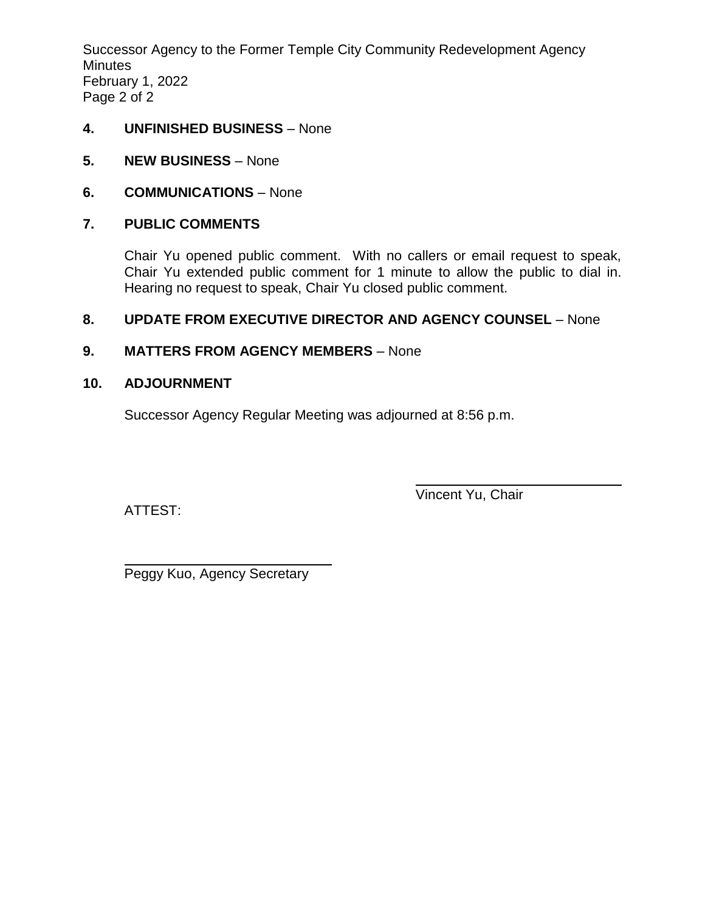**4. UNFINISHED BUSINESS** – None

**5. NEW BUSINESS** – None

**6. COMMUNICATIONS** – None

**7. PUBLIC COMMENTS**

Chair Yu opened public comment. With no callers or email request to speak, Chair Yu extended public comment for 1 minute to allow the public to dial in. Hearing no request to speak, Chair Yu closed public comment.

**8. UPDATE FROM EXECUTIVE DIRECTOR AND AGENCY COUNSEL** – None

**9. MATTERS FROM AGENCY MEMBERS** – None

**10. ADJOURNMENT**

Successor Agency Regular Meeting was adjourned at 8:56 p.m.

\_\_\_\_\_\_\_\_\_\_\_\_\_\_\_\_\_\_\_\_\_\_\_\_\_\_\_
Vincent Yu, Chair

ATTEST:

\_\_\_\_\_\_\_\_\_\_\_\_\_\_\_\_\_\_\_\_\_\_\_\_\_\_\_
Peggy Kuo, Agency Secretary